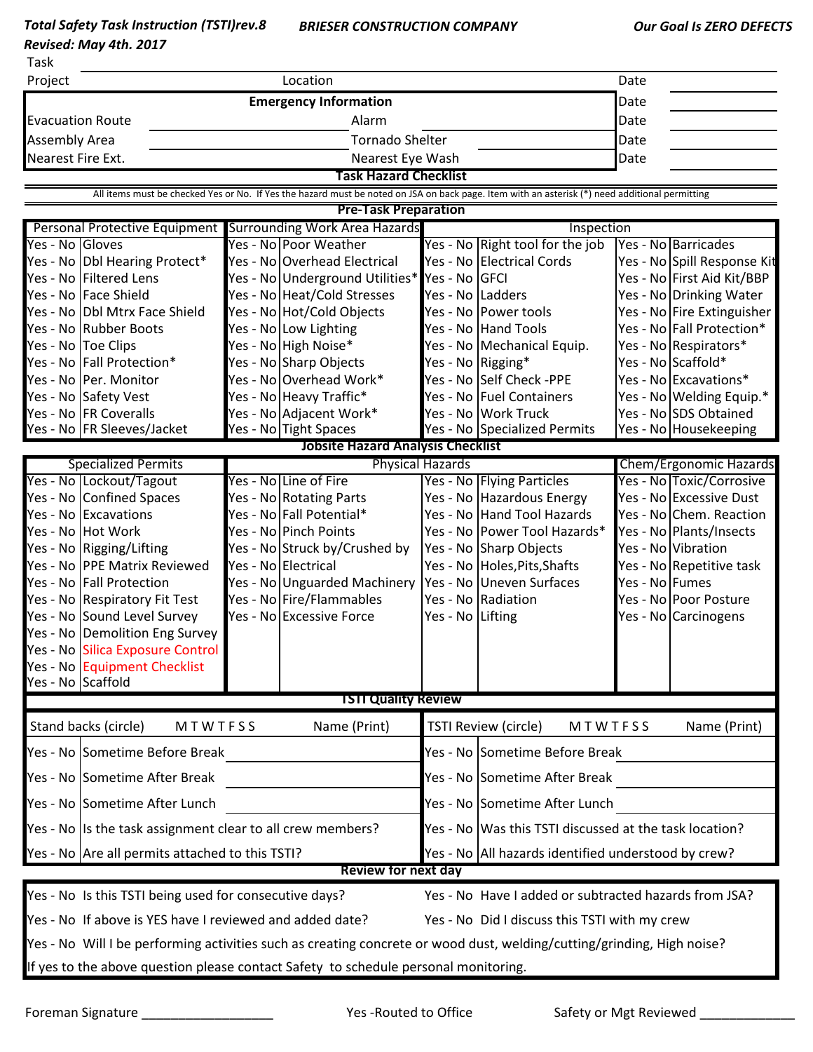*Total Safety Task Instruction (TSTI)rev.8* **BRIESER CONSTRUCTION COMPANY** *Our Goal Is ZERO DEFECTS*

*Revised: May 4th. 2017*

Task ______________________________________________

| Project | | Location | | Date | |
|---|---|---|---|---|---|
| | | **Emergency Information** | | Date | |
| Evacuation Route | | Alarm | | Date | |
| Assembly Area | | Tornado Shelter | | Date | |
| Nearest Fire Ext. | | Nearest Eye Wash | | Date | |

## Task Hazard Checklist

All items must be checked Yes or No. If Yes the hazard must be noted on JSA on back page. Item with an asterisk (*) need additional permitting

### Pre-Task Preparation

| Personal Protective Equipment | | Surrounding Work Area Hazards | | Inspection | | | |
|---|---|---|---|---|---|---|---|
| Yes - No | Gloves | Yes - No | Poor Weather | Yes - No | Right tool for the job | Yes - No | Barricades |
| Yes - No | Dbl Hearing Protect* | Yes - No | Overhead Electrical | Yes - No | Electrical Cords | Yes - No | Spill Response Kit |
| Yes - No | Filtered Lens | Yes - No | Underground Utilities* | Yes - No | GFCI | Yes - No | First Aid Kit/BBP |
| Yes - No | Face Shield | Yes - No | Heat/Cold Stresses | Yes - No | Ladders | Yes - No | Drinking Water |
| Yes - No | Dbl Mtrx Face Shield | Yes - No | Hot/Cold Objects | Yes - No | Power tools | Yes - No | Fire Extinguisher |
| Yes - No | Rubber Boots | Yes - No | Low Lighting | Yes - No | Hand Tools | Yes - No | Fall Protection* |
| Yes - No | Toe Clips | Yes - No | High Noise* | Yes - No | Mechanical Equip. | Yes - No | Respirators* |
| Yes - No | Fall Protection* | Yes - No | Sharp Objects | Yes - No | Rigging* | Yes - No | Scaffold* |
| Yes - No | Per. Monitor | Yes - No | Overhead Work* | Yes - No | Self Check -PPE | Yes - No | Excavations* |
| Yes - No | Safety Vest | Yes - No | Heavy Traffic* | Yes - No | Fuel Containers | Yes - No | Welding Equip.* |
| Yes - No | FR Coveralls | Yes - No | Adjacent Work* | Yes - No | Work Truck | Yes - No | SDS Obtained |
| Yes - No | FR Sleeves/Jacket | Yes - No | Tight Spaces | Yes - No | Specialized Permits | Yes - No | Housekeeping |

### Jobsite Hazard Analysis Checklist

| Specialized Permits | | Physical Hazards | | | | Chem/Ergonomic Hazards | |
|---|---|---|---|---|---|---|---|
| Yes - No | Lockout/Tagout | Yes - No | Line of Fire | Yes - No | Flying Particles | Yes - No | Toxic/Corrosive |
| Yes - No | Confined Spaces | Yes - No | Rotating Parts | Yes - No | Hazardous Energy | Yes - No | Excessive Dust |
| Yes - No | Excavations | Yes - No | Fall Potential* | Yes - No | Hand Tool Hazards | Yes - No | Chem. Reaction |
| Yes - No | Hot Work | Yes - No | Pinch Points | Yes - No | Power Tool Hazards* | Yes - No | Plants/Insects |
| Yes - No | Rigging/Lifting | Yes - No | Struck by/Crushed by | Yes - No | Sharp Objects | Yes - No | Vibration |
| Yes - No | PPE Matrix Reviewed | Yes - No | Electrical | Yes - No | Holes,Pits,Shafts | Yes - No | Repetitive task |
| Yes - No | Fall Protection | Yes - No | Unguarded Machinery | Yes - No | Uneven Surfaces | Yes - No | Fumes |
| Yes - No | Respiratory Fit Test | Yes - No | Fire/Flammables | Yes - No | Radiation | Yes - No | Poor Posture |
| Yes - No | Sound Level Survey | Yes - No | Excessive Force | Yes - No | Lifting | Yes - No | Carcinogens |
| Yes - No | Demolition Eng Survey | | | | | | |
| Yes - No | Silica Exposure Control | | | | | | |
| Yes - No | Equipment Checklist | | | | | | |
| Yes - No | Scaffold | | | | | | |

### TSTI Quality Review

| Stand backs (circle) M T W T F S S | | Name (Print) | TSTI Review (circle) M T W T F S S | | Name (Print) |
|---|---|---|---|---|---|
| Yes - No | Sometime Before Break | | Yes - No | Sometime Before Break | |
| Yes - No | Sometime After Break | | Yes - No | Sometime After Break | |
| Yes - No | Sometime After Lunch | | Yes - No | Sometime After Lunch | |
| Yes - No | Is the task assignment clear to all crew members? | | Yes - No | Was this TSTI discussed at the task location? | |
| Yes - No | Are all permits attached to this TSTI? | | Yes - No | All hazards identified understood by crew? | |

### Review for next day

Yes - No Is this TSTI being used for consecutive days? Yes - No Have I added or subtracted hazards from JSA?

Yes - No If above is YES have I reviewed and added date? Yes - No Did I discuss this TSTI with my crew

Yes - No Will I be performing activities such as creating concrete or wood dust, welding/cutting/grinding, High noise?

If yes to the above question please contact Safety to schedule personal monitoring.

Foreman Signature __________________ Yes -Routed to Office Safety or Mgt Reviewed _____________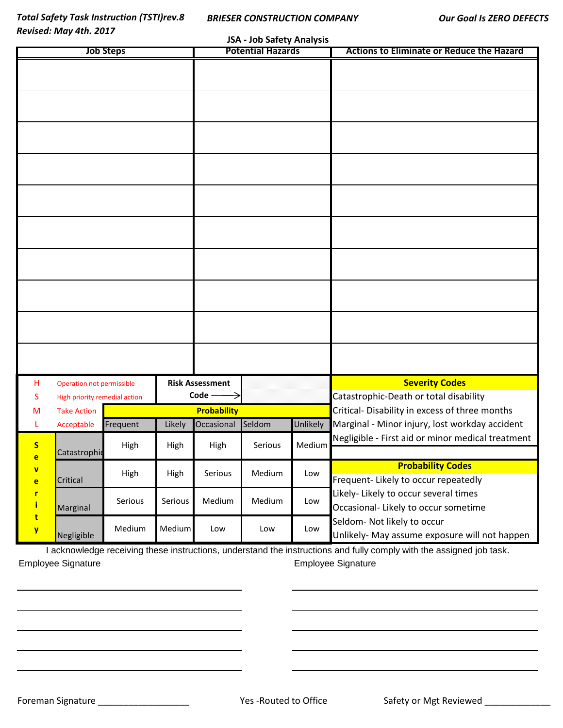*Total Safety Task Instruction (TSTI)rev.8* **BRIESER CONSTRUCTION COMPANY** *Our Goal Is ZERO DEFECTS*
*Revised: May 4th. 2017*

## JSA - Job Safety Analysis

| Job Steps | Potential Hazards | Actions to Eliminate or Reduce the Hazard |
|---|---|---|
| | | |
| | | |
| | | |
| | | |
| | | |
| | | |
| | | |
| | | |
| | | |
| | | |

| | | | | | | |
|---|---|---|---|---|---|---|
| H | Operation not permissible | | Risk Assessment Code ⟶ | | | |
| S | High priority remedial action | | | | | |
| M | Take Action | **Probability** | | | | |
| L | Acceptable | Frequent | Likely | Occasional | Seldom | Unlikely |
| **Severity** | Catastrophic | High | High | High | Serious | Medium |
| | Critical | High | High | Serious | Medium | Low |
| | Marginal | Serious | Serious | Medium | Medium | Low |
| | Negligible | Medium | Medium | Low | Low | Low |

**Severity Codes**

Catastrophic-Death or total disability
Critical- Disability in excess of three months
Marginal - Minor injury, lost workday accident
Negligible - First aid or minor medical treatment

**Probability Codes**

Frequent- Likely to occur repeatedly
Likely- Likely to occur several times
Occasional- Likely to occur sometime
Seldom- Not likely to occur
Unlikely- May assume exposure will not happen

I acknowledge receiving these instructions, understand the instructions and fully comply with the assigned job task.

Employee Signature

_______________________________
_______________________________
_______________________________
_______________________________
_______________________________

Employee Signature

_______________________________
_______________________________
_______________________________
_______________________________
_______________________________

Foreman Signature __________________ Yes -Routed to Office Safety or Mgt Reviewed _____________